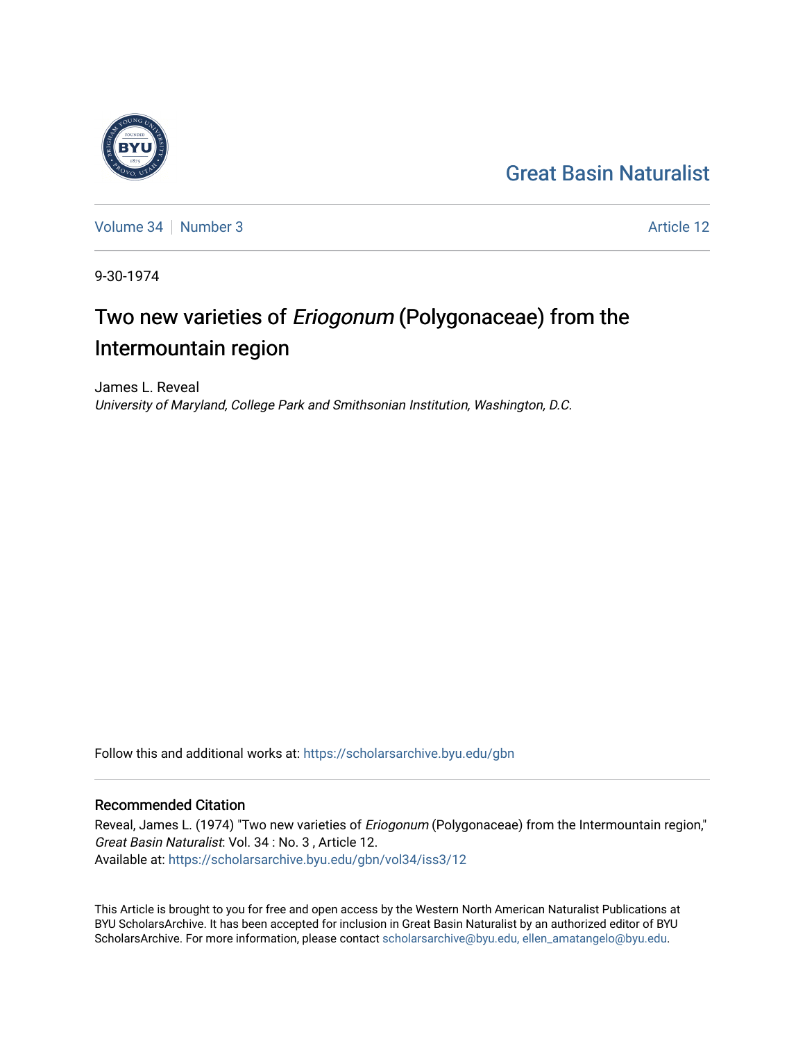Great Basin Naturalist

Volume 34 | Number 3

Article 12

9-30-1974

# Two new varieties of *Eriogonum* (Polygonaceae) from the Intermountain region

James L. Reveal
*University of Maryland, College Park and Smithsonian Institution, Washington, D.C.*

Follow this and additional works at: https://scholarsarchive.byu.edu/gbn

## Recommended Citation

Reveal, James L. (1974) "Two new varieties of *Eriogonum* (Polygonaceae) from the Intermountain region," *Great Basin Naturalist*: Vol. 34 : No. 3 , Article 12.
Available at: https://scholarsarchive.byu.edu/gbn/vol34/iss3/12

This Article is brought to you for free and open access by the Western North American Naturalist Publications at BYU ScholarsArchive. It has been accepted for inclusion in Great Basin Naturalist by an authorized editor of BYU ScholarsArchive. For more information, please contact scholarsarchive@byu.edu, ellen_amatangelo@byu.edu.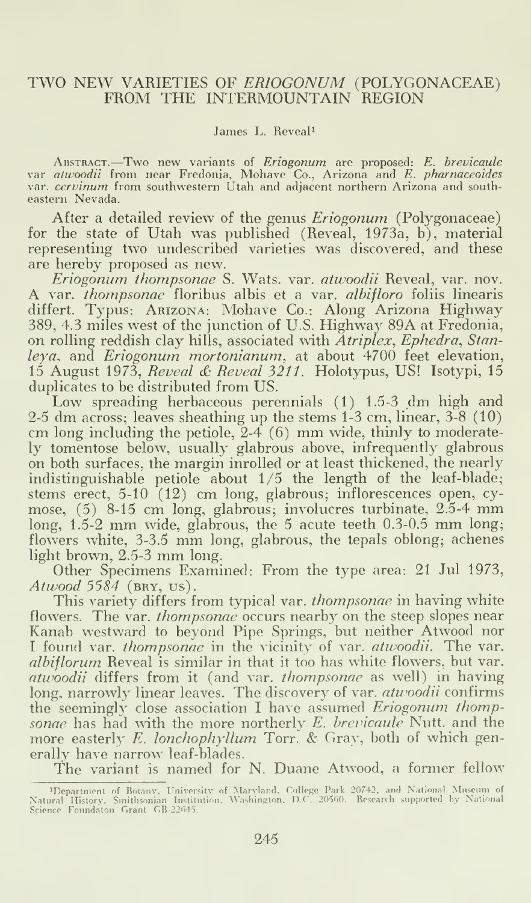# TWO NEW VARIETIES OF *ERIOGONUM* (POLYGONACEAE) FROM THE INTERMOUNTAIN REGION

James L. Reveal[1]

Abstract.—Two new variants of *Eriogonum* are proposed: *E. brevicaule* var *atwoodii* from near Fredonia, Mohave Co., Arizona and *E. pharnaceoides* var. *cervinum* from southwestern Utah and adjacent northern Arizona and southeastern Nevada.

After a detailed review of the genus *Eriogonum* (Polygonaceae) for the state of Utah was published (Reveal, 1973a, b), material representing two undescribed varieties was discovered, and these are hereby proposed as new.

*Eriogonum thompsonae* S. Wats. var. *atwoodii* Reveal, var. nov. A var. *thompsonae* floribus albis et a var. *albifloro* foliis linearis differt. Typus: Arizona: Mohave Co.: Along Arizona Highway 389, 4.3 miles west of the junction of U.S. Highway 89A at Fredonia, on rolling reddish clay hills, associated with *Atriplex*, *Ephedra*, *Stanleya*, and *Eriogonum mortonianum*, at about 4700 feet elevation, 15 August 1973, *Reveal & Reveal 3211*. Holotypus, US! Isotypi, 15 duplicates to be distributed from US.

Low spreading herbaceous perennials (1) 1.5-3 dm high and 2-5 dm across; leaves sheathing up the stems 1-3 cm, linear, 3-8 (10) cm long including the petiole, 2-4 (6) mm wide, thinly to moderately tomentose below, usually glabrous above, infrequently glabrous on both surfaces, the margin inrolled or at least thickened, the nearly indistinguishable petiole about 1/5 the length of the leaf-blade; stems erect, 5-10 (12) cm long, glabrous; inflorescences open, cymose, (5) 8-15 cm long, glabrous; involucres turbinate, 2.5-4 mm long, 1.5-2 mm wide, glabrous, the 5 acute teeth 0.3-0.5 mm long; flowers white, 3-3.5 mm long, glabrous, the tepals oblong; achenes light brown, 2.5-3 mm long.

Other Specimens Examined: From the type area: 21 Jul 1973, *Atwood 5584* (BRY, US).

This variety differs from typical var. *thompsonae* in having white flowers. The var. *thompsonae* occurs nearby on the steep slopes near Kanab westward to beyond Pipe Springs, but neither Atwood nor I found var. *thompsonae* in the vicinity of var. *atwoodii*. The var. *albiflorum* Reveal is similar in that it too has white flowers, but var. *atwoodii* differs from it (and var. *thompsonae* as well) in having long, narrowly linear leaves. The discovery of var. *atwoodii* confirms the seemingly close association I have assumed *Eriogonum thompsonae* has had with the more northerly *E. brevicaule* Nutt. and the more easterly *E. lonchophyllum* Torr. & Gray, both of which generally have narrow leaf-blades.

The variant is named for N. Duane Atwood, a former fellow

[1]Department of Botany, University of Maryland, College Park 20742, and National Museum of Natural History, Smithsonian Institution, Washington, D.C. 20560. Research supported by National Science Foundaton Grant GB-22645.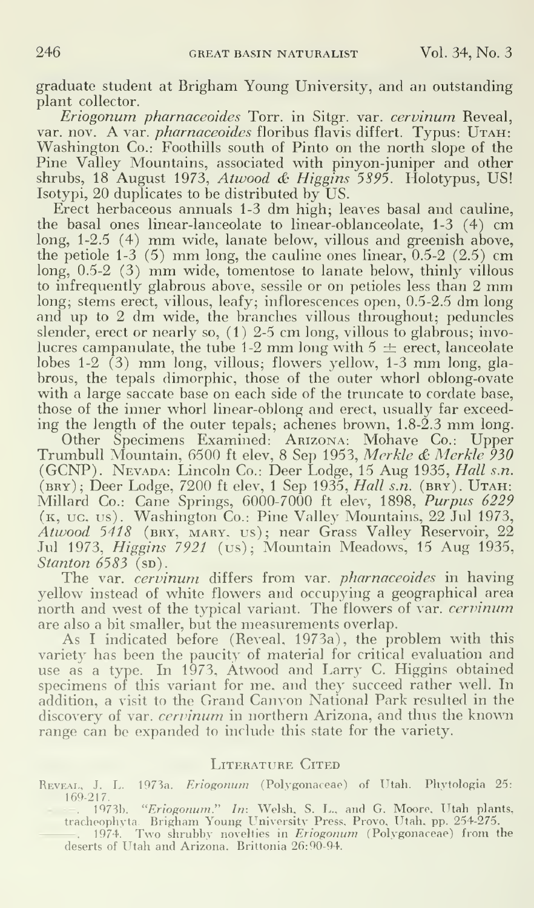graduate student at Brigham Young University, and an outstanding plant collector.

*Eriogonum pharnaceoides* Torr. in Sitgr. var. *cervinum* Reveal, var. nov. A var. *pharnaceoides* floribus flavis differt. Typus: Utah: Washington Co.: Foothills south of Pinto on the north slope of the Pine Valley Mountains, associated with pinyon-juniper and other shrubs, 18 August 1973, *Atwood & Higgins 5395*. Holotypus, US! Isotypi, 20 duplicates to be distributed by US.

Erect herbaceous annuals 1-3 dm high; leaves basal and cauline, the basal ones linear-lanceolate to linear-oblanceolate, 1-3 (4) cm long, 1-2.5 (4) mm wide, lanate below, villous and greenish above, the petiole 1-3 (5) mm long, the cauline ones linear, 0.5-2 (2.5) cm long, 0.5-2 (3) mm wide, tomentose to lanate below, thinly villous to infrequently glabrous above, sessile or on petioles less than 2 mm long; stems erect, villous, leafy; inflorescences open, 0.5-2.5 dm long and up to 2 dm wide, the branches villous throughout; peduncles slender, erect or nearly so, (1) 2-5 cm long, villous to glabrous; involucres campanulate, the tube 1-2 mm long with 5 ± erect, lanceolate lobes 1-2 (3) mm long, villous; flowers yellow, 1-3 mm long, glabrous, the tepals dimorphic, those of the outer whorl oblong-ovate with a large saccate base on each side of the truncate to cordate base, those of the inner whorl linear-oblong and erect, usually far exceeding the length of the outer tepals; achenes brown, 1.8-2.3 mm long.

Other Specimens Examined: Arizona: Mohave Co.: Upper Trumbull Mountain, 6500 ft elev, 8 Sep 1953, *Merkle & Merkle 930* (GCNP). Nevada: Lincoln Co.: Deer Lodge, 15 Aug 1935, *Hall s.n.* (BRY); Deer Lodge, 7200 ft elev, 1 Sep 1935, *Hall s.n.* (BRY). Utah: Millard Co.: Cane Springs, 6000-7000 ft elev, 1898, *Purpus 6229* (K, UC, US). Washington Co.: Pine Valley Mountains, 22 Jul 1973, *Atwood 5418* (BRY, MARY, US); near Grass Valley Reservoir, 22 Jul 1973, *Higgins 7921* (US); Mountain Meadows, 15 Aug 1935, *Stanton 6583* (SD).

The var. *cervinum* differs from var. *pharnaceoides* in having yellow instead of white flowers and occupying a geographical area north and west of the typical variant. The flowers of var. *cervinum* are also a bit smaller, but the measurements overlap.

As I indicated before (Reveal, 1973a), the problem with this variety has been the paucity of material for critical evaluation and use as a type. In 1973, Atwood and Larry C. Higgins obtained specimens of this variant for me, and they succeed rather well. In addition, a visit to the Grand Canyon National Park resulted in the discovery of var. *cervinum* in northern Arizona, and thus the known range can be expanded to include this state for the variety.

## Literature Cited

Reveal, J. L. 1973a. *Eriogonum* (Polygonaceae) of Utah. Phytologia 25: 169-217.

———. 1973b. "*Eriogonum*." *In*: Welsh, S. L., and G. Moore. Utah plants, tracheophyta. Brigham Young University Press, Provo, Utah. pp. 254-275.

———. 1974. Two shrubby novelties in *Eriogonum* (Polygonaceae) from the deserts of Utah and Arizona. Brittonia 26:90-94.